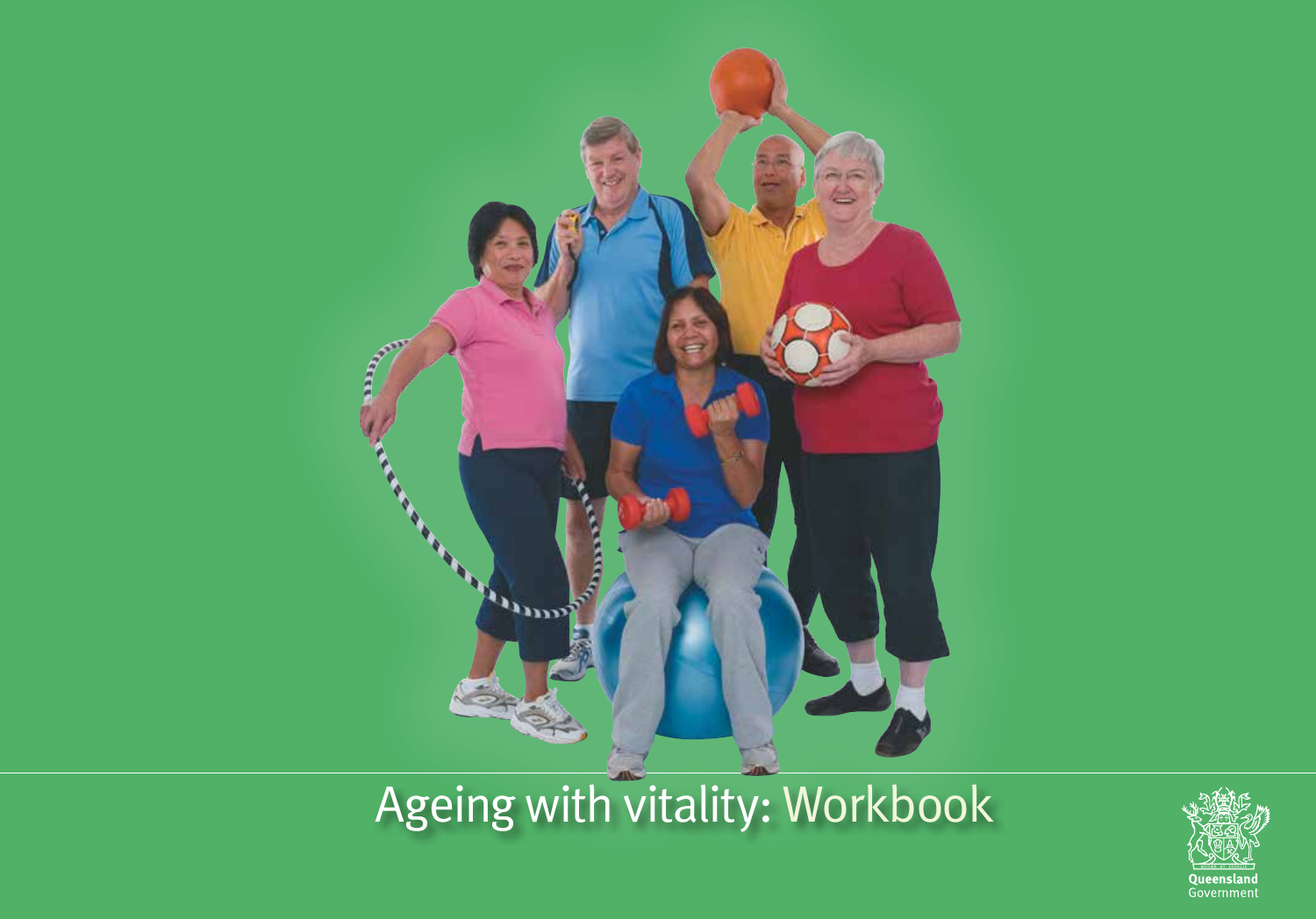# Ageing with vitality: Workbook

Queensland Government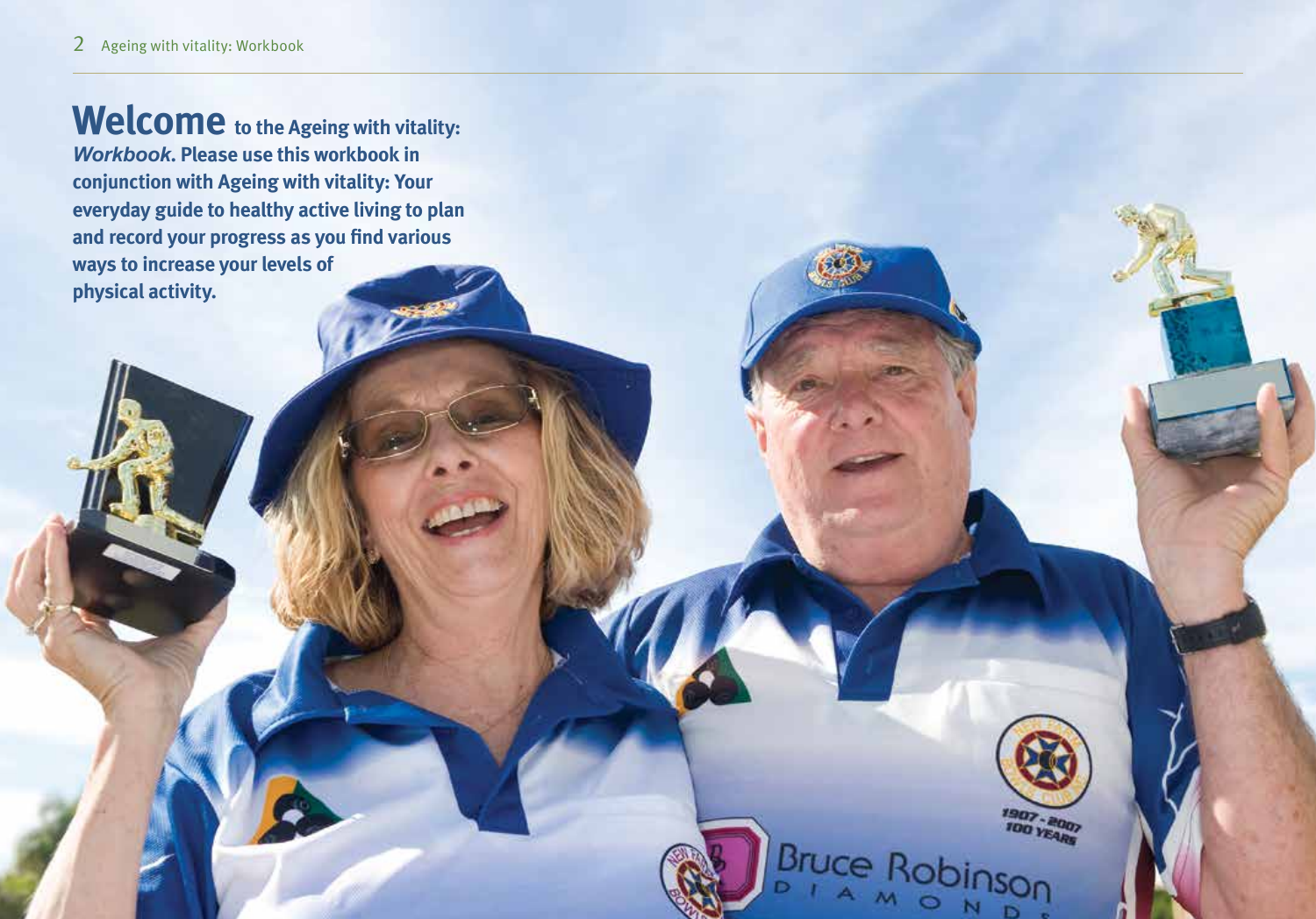# Welcome

**to the Ageing with vitality: *Workbook*. Please use this workbook in conjunction with Ageing with vitality: Your everyday guide to healthy active living to plan and record your progress as you find various ways to increase your levels of physical activity.**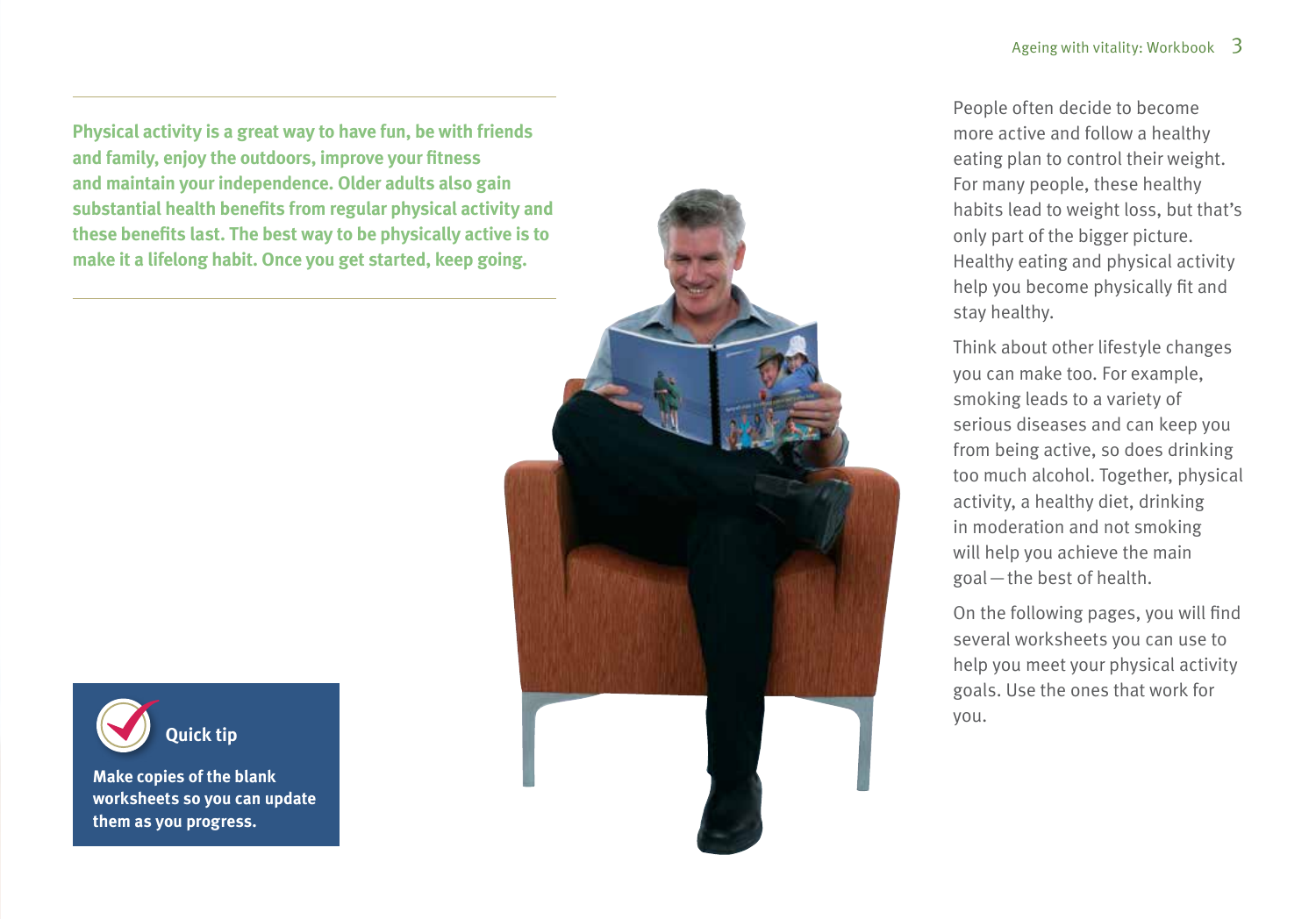**Physical activity is a great way to have fun, be with friends and family, enjoy the outdoors, improve your fitness and maintain your independence. Older adults also gain substantial health benefits from regular physical activity and these benefits last. The best way to be physically active is to make it a lifelong habit. Once you get started, keep going.**

People often decide to become more active and follow a healthy eating plan to control their weight. For many people, these healthy habits lead to weight loss, but that's only part of the bigger picture. Healthy eating and physical activity help you become physically fit and stay healthy.

Think about other lifestyle changes you can make too. For example, smoking leads to a variety of serious diseases and can keep you from being active, so does drinking too much alcohol. Together, physical activity, a healthy diet, drinking in moderation and not smoking will help you achieve the main goal — the best of health.

On the following pages, you will find several worksheets you can use to help you meet your physical activity goals. Use the ones that work for you.

**Quick tip**

**Make copies of the blank worksheets so you can update them as you progress.**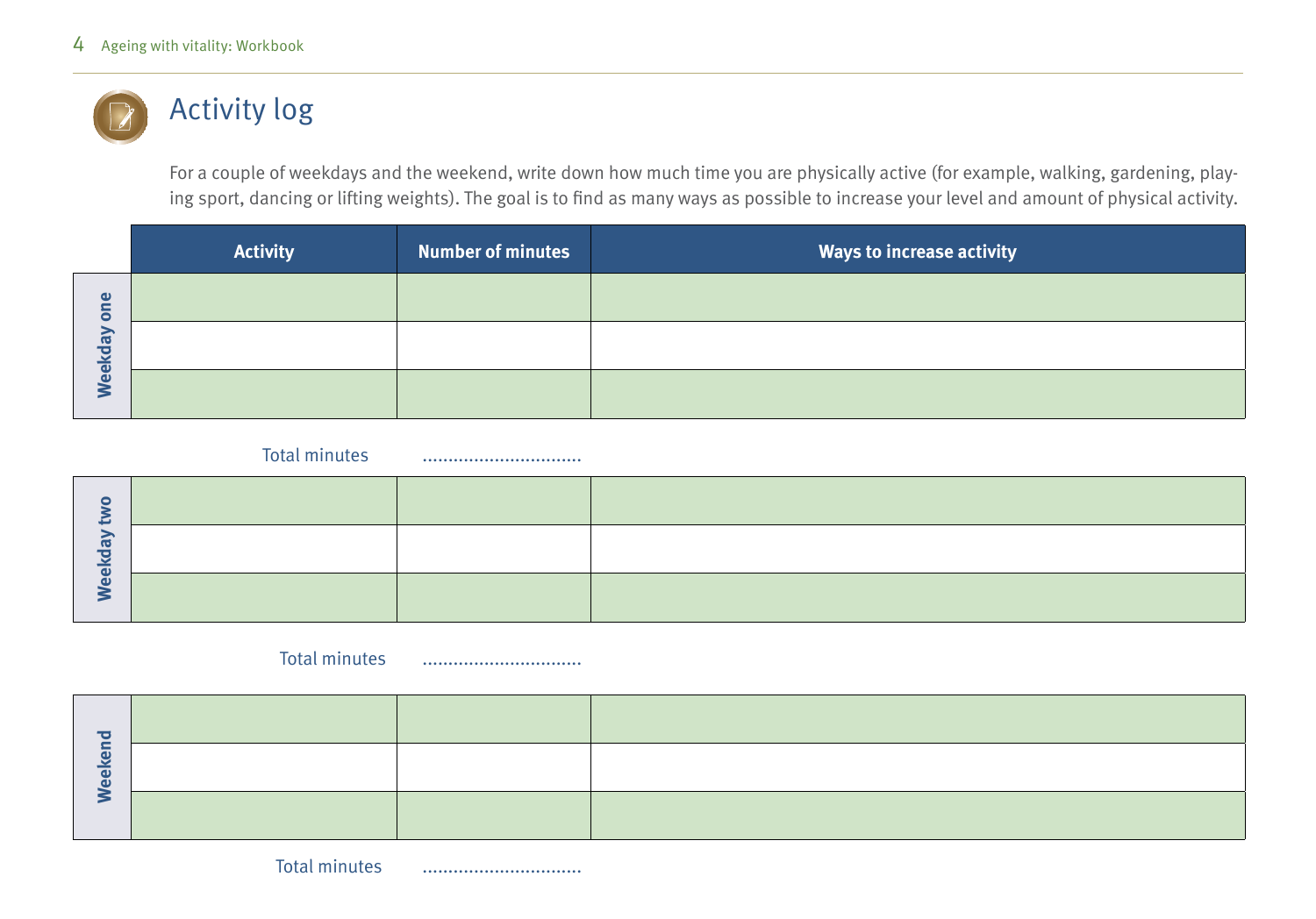# Activity log

For a couple of weekdays and the weekend, write down how much time you are physically active (for example, walking, gardening, playing sport, dancing or lifting weights). The goal is to find as many ways as possible to increase your level and amount of physical activity.

| | Activity | Number of minutes | Ways to increase activity |
|---|---|---|---|
| Weekday one | | | |
| | | | |
| | | | |

Total minutes ..............................

| | Activity | Number of minutes | Ways to increase activity |
|---|---|---|---|
| Weekday two | | | |
| | | | |
| | | | |

Total minutes ..............................

| | Activity | Number of minutes | Ways to increase activity |
|---|---|---|---|
| Weekend | | | |
| | | | |
| | | | |

Total minutes ..............................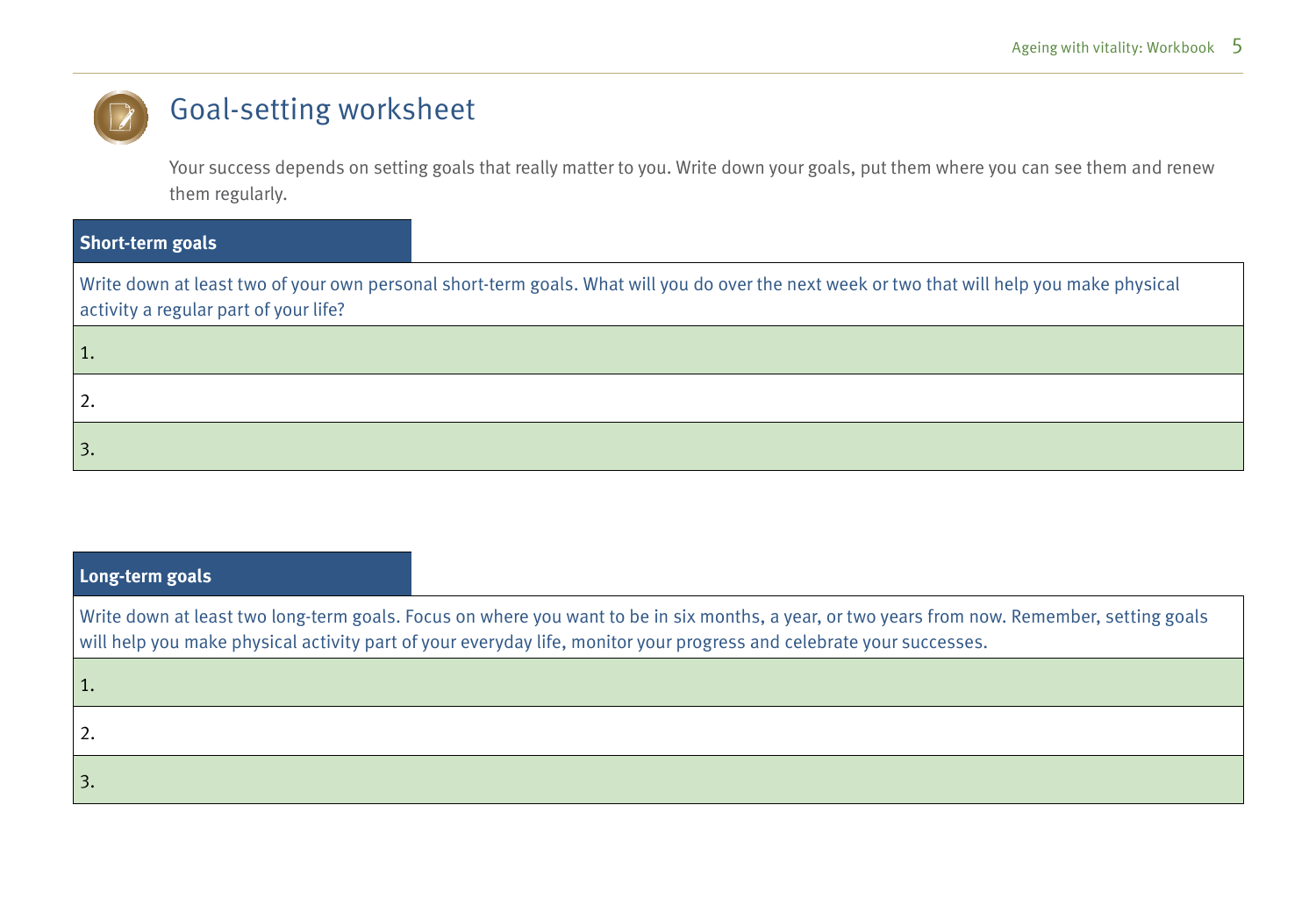# Goal-setting worksheet

Your success depends on setting goals that really matter to you. Write down your goals, put them where you can see them and renew them regularly.

| Short-term goals |
|---|
| Write down at least two of your own personal short-term goals. What will you do over the next week or two that will help you make physical activity a regular part of your life? |
| 1. |
| 2. |
| 3. |

| Long-term goals |
|---|
| Write down at least two long-term goals. Focus on where you want to be in six months, a year, or two years from now. Remember, setting goals will help you make physical activity part of your everyday life, monitor your progress and celebrate your successes. |
| 1. |
| 2. |
| 3. |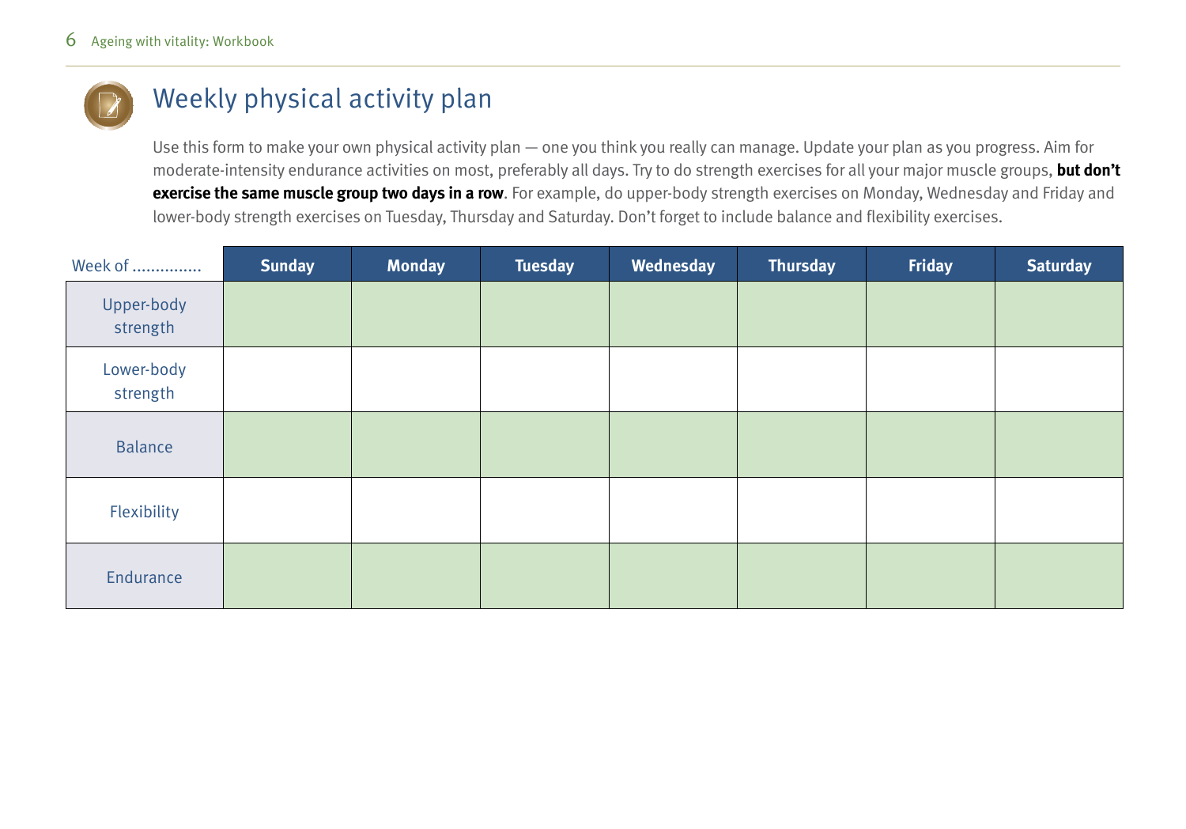## Weekly physical activity plan

Use this form to make your own physical activity plan — one you think you really can manage. Update your plan as you progress. Aim for moderate-intensity endurance activities on most, preferably all days. Try to do strength exercises for all your major muscle groups, **but don't exercise the same muscle group two days in a row**. For example, do upper-body strength exercises on Monday, Wednesday and Friday and lower-body strength exercises on Tuesday, Thursday and Saturday. Don't forget to include balance and flexibility exercises.

| Week of .............. | Sunday | Monday | Tuesday | Wednesday | Thursday | Friday | Saturday |
|---|---|---|---|---|---|---|---|
| Upper-body strength | | | | | | | |
| Lower-body strength | | | | | | | |
| Balance | | | | | | | |
| Flexibility | | | | | | | |
| Endurance | | | | | | | |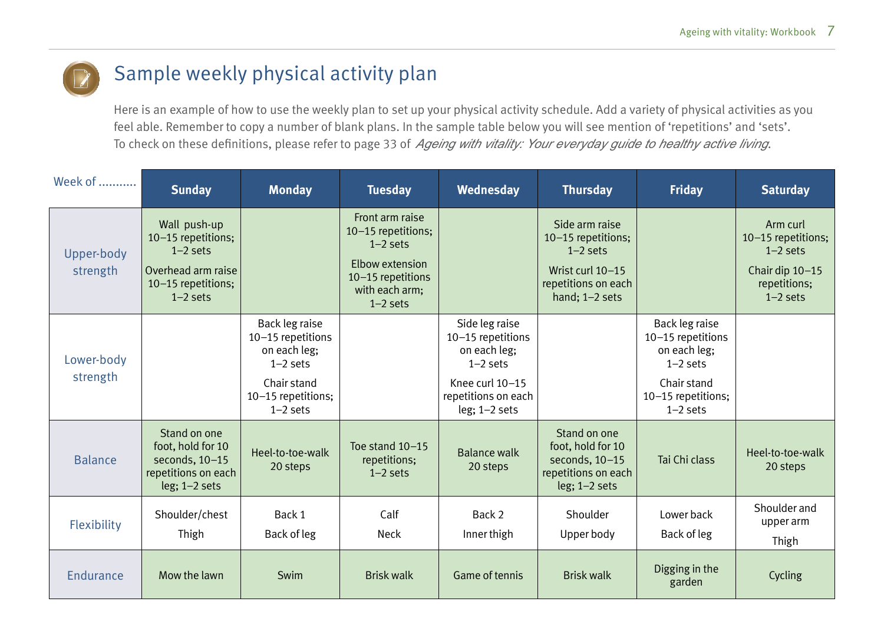# Sample weekly physical activity plan

Here is an example of how to use the weekly plan to set up your physical activity schedule. Add a variety of physical activities as you feel able. Remember to copy a number of blank plans. In the sample table below you will see mention of 'repetitions' and 'sets'. To check on these definitions, please refer to page 33 of *Ageing with vitality: Your everyday guide to healthy active living*.

| Week of ........... | Sunday | Monday | Tuesday | Wednesday | Thursday | Friday | Saturday |
|---|---|---|---|---|---|---|---|
| Upper-body strength | Wall push-up 10–15 repetitions; 1–2 sets<br>Overhead arm raise 10–15 repetitions; 1–2 sets | | Front arm raise 10–15 repetitions; 1–2 sets<br>Elbow extension 10–15 repetitions with each arm; 1–2 sets | | Side arm raise 10–15 repetitions; 1–2 sets<br>Wrist curl 10–15 repetitions on each hand; 1–2 sets | | Arm curl 10–15 repetitions; 1–2 sets<br>Chair dip 10–15 repetitions; 1–2 sets |
| Lower-body strength | | Back leg raise 10–15 repetitions on each leg; 1–2 sets<br>Chair stand 10–15 repetitions; 1–2 sets | | Side leg raise 10–15 repetitions on each leg; 1–2 sets<br>Knee curl 10–15 repetitions on each leg; 1–2 sets | | Back leg raise 10–15 repetitions on each leg; 1–2 sets<br>Chair stand 10–15 repetitions; 1–2 sets | |
| Balance | Stand on one foot, hold for 10 seconds, 10–15 repetitions on each leg; 1–2 sets | Heel-to-toe-walk 20 steps | Toe stand 10–15 repetitions; 1–2 sets | Balance walk 20 steps | Stand on one foot, hold for 10 seconds, 10–15 repetitions on each leg; 1–2 sets | Tai Chi class | Heel-to-toe-walk 20 steps |
| Flexibility | Shoulder/chest<br>Thigh | Back 1<br>Back of leg | Calf<br>Neck | Back 2<br>Inner thigh | Shoulder<br>Upper body | Lower back<br>Back of leg | Shoulder and upper arm<br>Thigh |
| Endurance | Mow the lawn | Swim | Brisk walk | Game of tennis | Brisk walk | Digging in the garden | Cycling |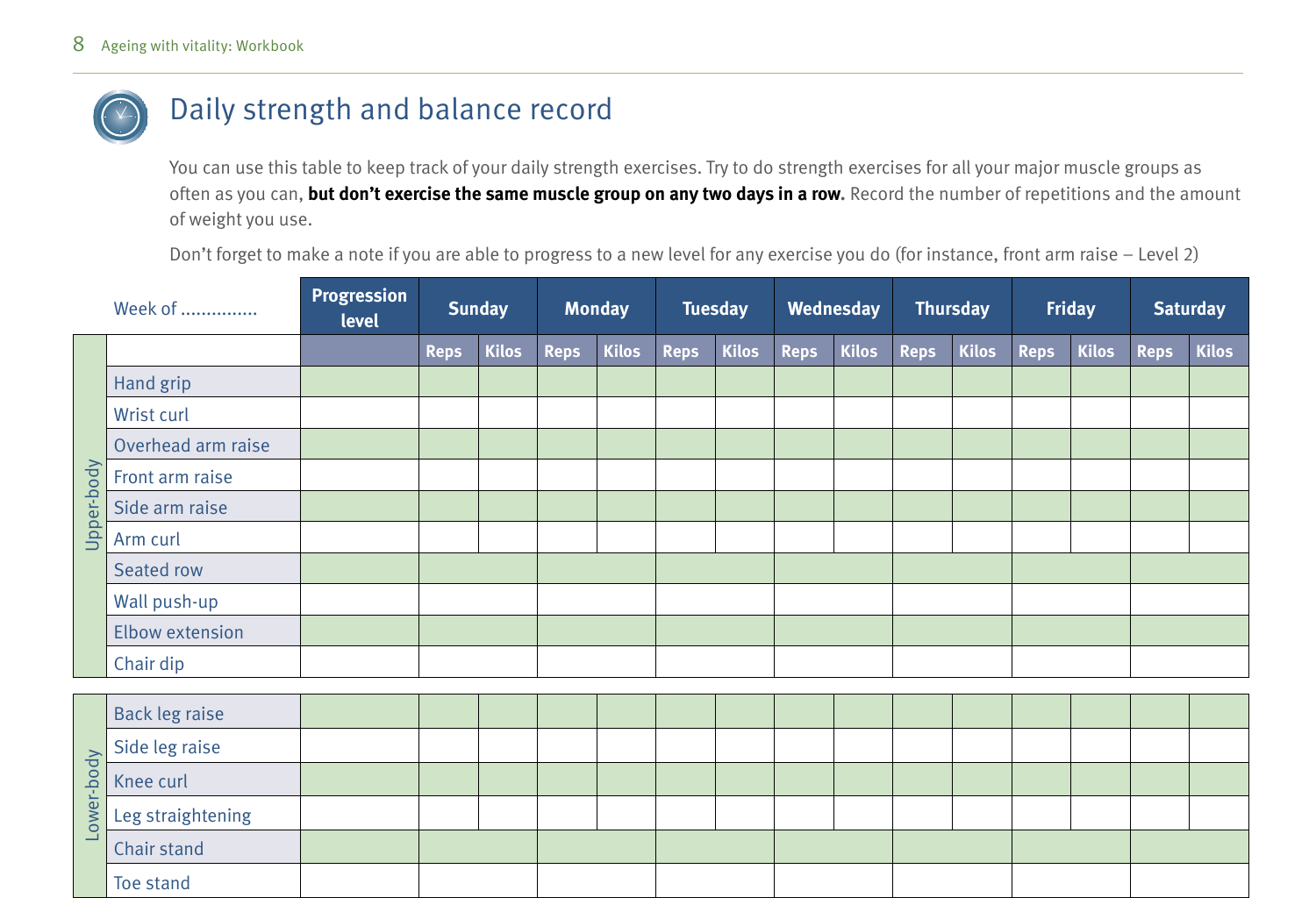## Daily strength and balance record

You can use this table to keep track of your daily strength exercises. Try to do strength exercises for all your major muscle groups as often as you can, **but don't exercise the same muscle group on any two days in a row.** Record the number of repetitions and the amount of weight you use.

Don't forget to make a note if you are able to progress to a new level for any exercise you do (for instance, front arm raise – Level 2)

| | Week of .............. | Progression level | Sunday | | Monday | | Tuesday | | Wednesday | | Thursday | | Friday | | Saturday | |
|---|---|---|---|---|---|---|---|---|---|---|---|---|---|---|---|---|
| | | | Reps | Kilos | Reps | Kilos | Reps | Kilos | Reps | Kilos | Reps | Kilos | Reps | Kilos | Reps | Kilos |
| Upper-body | Hand grip | | | | | | | | | | | | | | | |
| | Wrist curl | | | | | | | | | | | | | | | |
| | Overhead arm raise | | | | | | | | | | | | | | | |
| | Front arm raise | | | | | | | | | | | | | | | |
| | Side arm raise | | | | | | | | | | | | | | | |
| | Arm curl | | | | | | | | | | | | | | | |
| | Seated row | | | | | | | | | | | | | | | |
| | Wall push-up | | | | | | | | | | | | | | | |
| | Elbow extension | | | | | | | | | | | | | | | |
| | Chair dip | | | | | | | | | | | | | | | |
| Lower-body | Back leg raise | | | | | | | | | | | | | | | |
| | Side leg raise | | | | | | | | | | | | | | | |
| | Knee curl | | | | | | | | | | | | | | | |
| | Leg straightening | | | | | | | | | | | | | | | |
| | Chair stand | | | | | | | | | | | | | | | |
| | Toe stand | | | | | | | | | | | | | | | |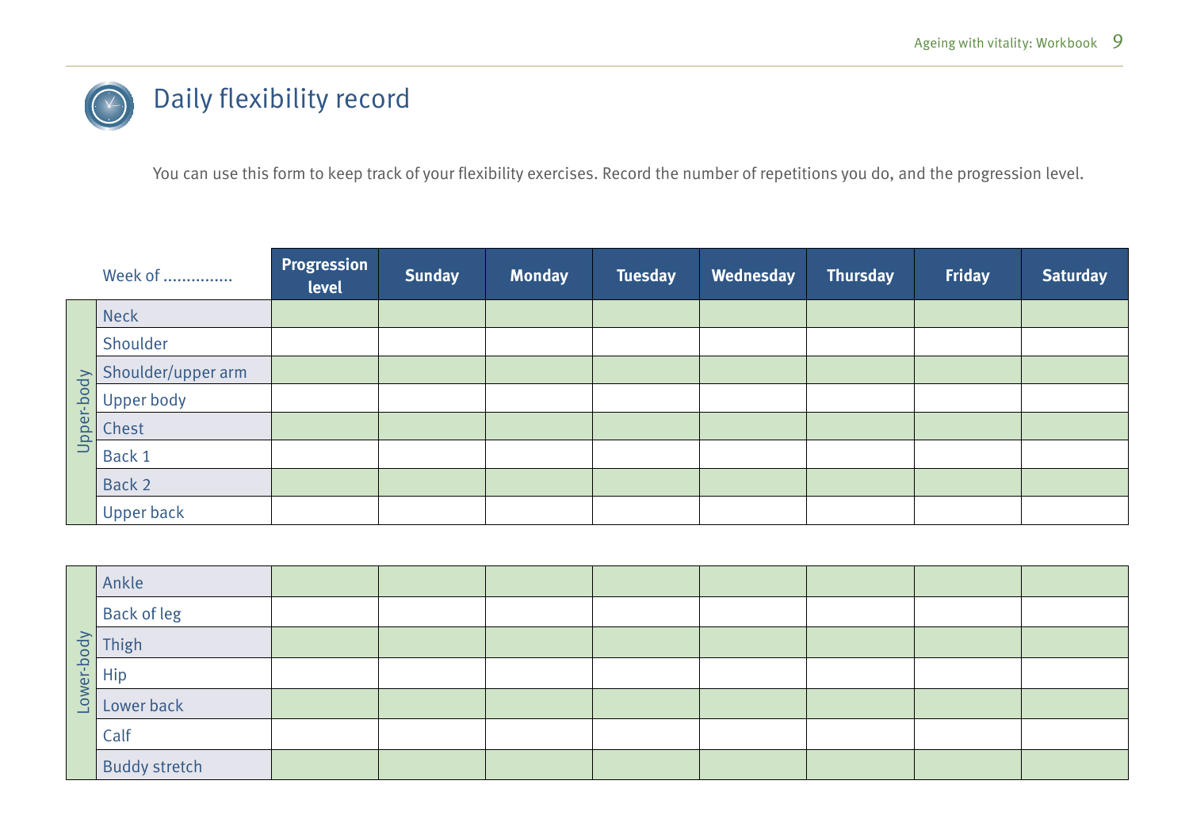# Daily flexibility record

You can use this form to keep track of your flexibility exercises. Record the number of repetitions you do, and the progression level.

| | Week of .............. | Progression level | Sunday | Monday | Tuesday | Wednesday | Thursday | Friday | Saturday |
|---|---|---|---|---|---|---|---|---|---|
| Upper-body | Neck | | | | | | | | |
| | Shoulder | | | | | | | | |
| | Shoulder/upper arm | | | | | | | | |
| | Upper body | | | | | | | | |
| | Chest | | | | | | | | |
| | Back 1 | | | | | | | | |
| | Back 2 | | | | | | | | |
| | Upper back | | | | | | | | |

| | | | | | | | | | |
|---|---|---|---|---|---|---|---|---|---|
| Lower-body | Ankle | | | | | | | | |
| | Back of leg | | | | | | | | |
| | Thigh | | | | | | | | |
| | Hip | | | | | | | | |
| | Lower back | | | | | | | | |
| | Calf | | | | | | | | |
| | Buddy stretch | | | | | | | | |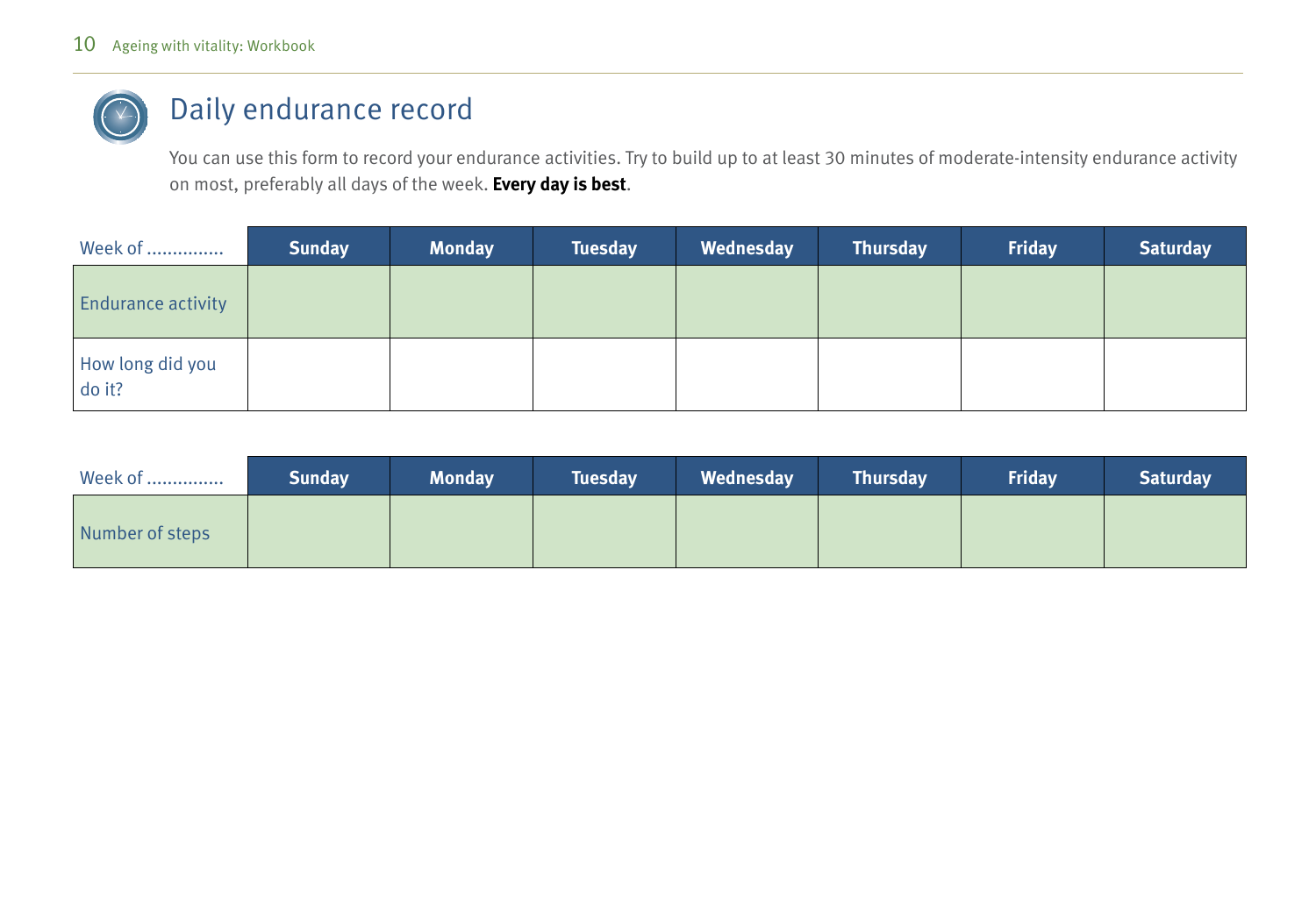# Daily endurance record

You can use this form to record your endurance activities. Try to build up to at least 30 minutes of moderate-intensity endurance activity on most, preferably all days of the week. **Every day is best**.

| Week of .............. | Sunday | Monday | Tuesday | Wednesday | Thursday | Friday | Saturday |
|---|---|---|---|---|---|---|---|
| Endurance activity | | | | | | | |
| How long did you do it? | | | | | | | |

| Week of .............. | Sunday | Monday | Tuesday | Wednesday | Thursday | Friday | Saturday |
|---|---|---|---|---|---|---|---|
| Number of steps | | | | | | | |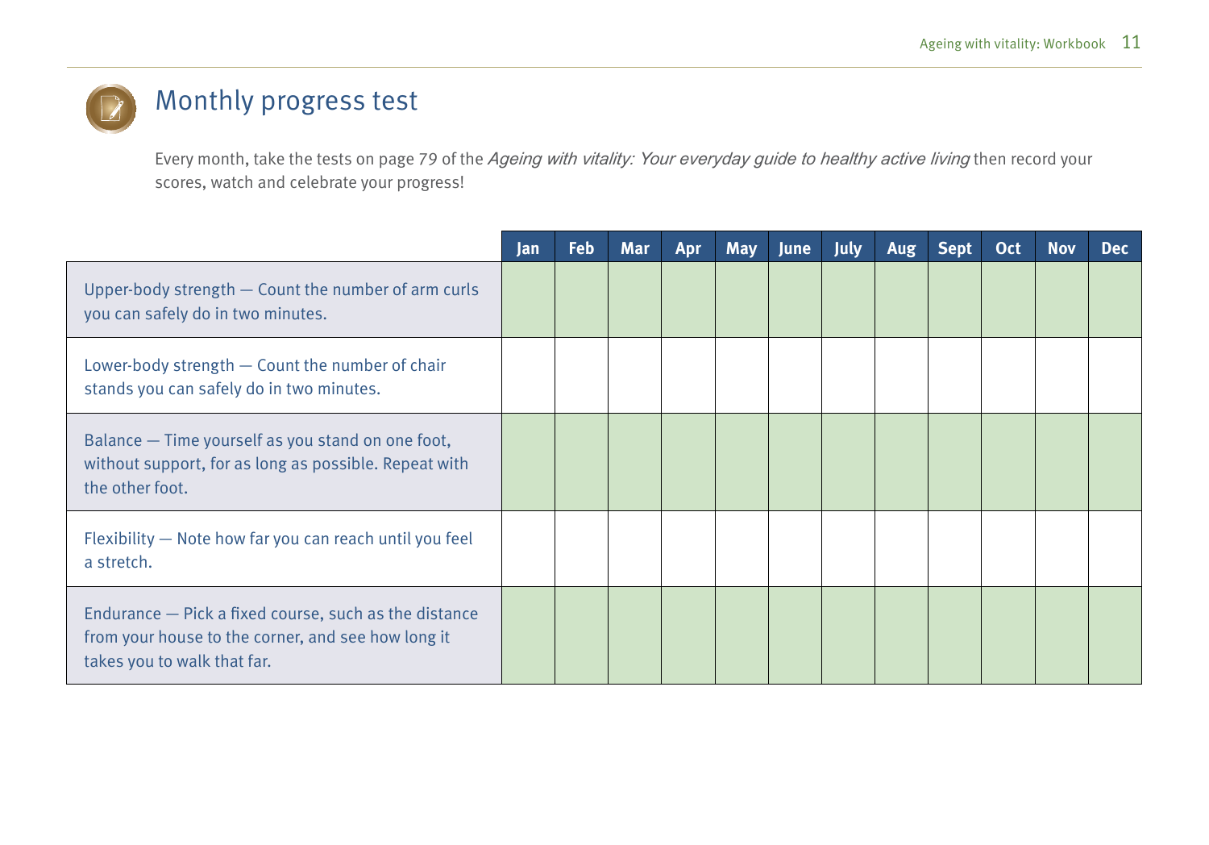## Monthly progress test

Every month, take the tests on page 79 of the *Ageing with vitality: Your everyday guide to healthy active living* then record your scores, watch and celebrate your progress!

| | Jan | Feb | Mar | Apr | May | June | July | Aug | Sept | Oct | Nov | Dec |
|---|---|---|---|---|---|---|---|---|---|---|---|---|
| Upper-body strength — Count the number of arm curls you can safely do in two minutes. | | | | | | | | | | | | |
| Lower-body strength — Count the number of chair stands you can safely do in two minutes. | | | | | | | | | | | | |
| Balance — Time yourself as you stand on one foot, without support, for as long as possible. Repeat with the other foot. | | | | | | | | | | | | |
| Flexibility — Note how far you can reach until you feel a stretch. | | | | | | | | | | | | |
| Endurance — Pick a fixed course, such as the distance from your house to the corner, and see how long it takes you to walk that far. | | | | | | | | | | | | |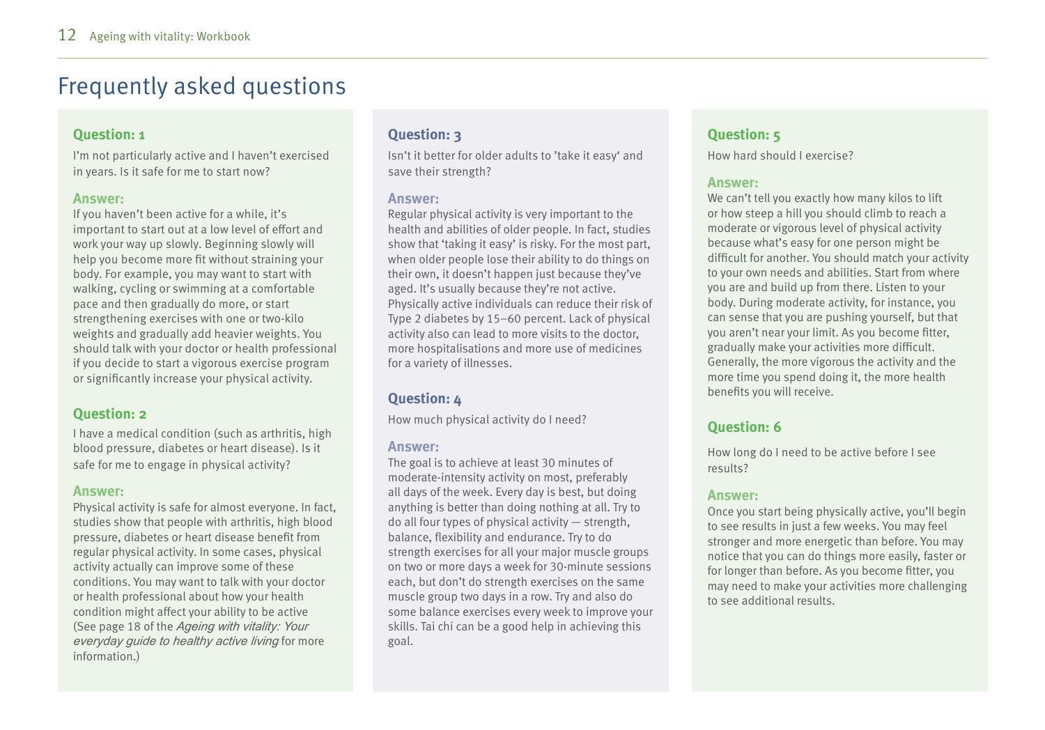# Frequently asked questions

### Question: 1

I'm not particularly active and I haven't exercised in years. Is it safe for me to start now?

**Answer:**

If you haven't been active for a while, it's important to start out at a low level of effort and work your way up slowly. Beginning slowly will help you become more fit without straining your body. For example, you may want to start with walking, cycling or swimming at a comfortable pace and then gradually do more, or start strengthening exercises with one or two-kilo weights and gradually add heavier weights. You should talk with your doctor or health professional if you decide to start a vigorous exercise program or significantly increase your physical activity.

### Question: 2

I have a medical condition (such as arthritis, high blood pressure, diabetes or heart disease). Is it safe for me to engage in physical activity?

**Answer:**

Physical activity is safe for almost everyone. In fact, studies show that people with arthritis, high blood pressure, diabetes or heart disease benefit from regular physical activity. In some cases, physical activity actually can improve some of these conditions. You may want to talk with your doctor or health professional about how your health condition might affect your ability to be active (See page 18 of the *Ageing with vitality: Your everyday guide to healthy active living* for more information.)

### Question: 3

Isn't it better for older adults to 'take it easy' and save their strength?

**Answer:**

Regular physical activity is very important to the health and abilities of older people. In fact, studies show that 'taking it easy' is risky. For the most part, when older people lose their ability to do things on their own, it doesn't happen just because they've aged. It's usually because they're not active. Physically active individuals can reduce their risk of Type 2 diabetes by 15–60 percent. Lack of physical activity also can lead to more visits to the doctor, more hospitalisations and more use of medicines for a variety of illnesses.

### Question: 4

How much physical activity do I need?

**Answer:**

The goal is to achieve at least 30 minutes of moderate-intensity activity on most, preferably all days of the week. Every day is best, but doing anything is better than doing nothing at all. Try to do all four types of physical activity — strength, balance, flexibility and endurance. Try to do strength exercises for all your major muscle groups on two or more days a week for 30-minute sessions each, but don't do strength exercises on the same muscle group two days in a row. Try and also do some balance exercises every week to improve your skills. Tai chi can be a good help in achieving this goal.

### Question: 5

How hard should I exercise?

**Answer:**

We can't tell you exactly how many kilos to lift or how steep a hill you should climb to reach a moderate or vigorous level of physical activity because what's easy for one person might be difficult for another. You should match your activity to your own needs and abilities. Start from where you are and build up from there. Listen to your body. During moderate activity, for instance, you can sense that you are pushing yourself, but that you aren't near your limit. As you become fitter, gradually make your activities more difficult. Generally, the more vigorous the activity and the more time you spend doing it, the more health benefits you will receive.

### Question: 6

How long do I need to be active before I see results?

**Answer:**

Once you start being physically active, you'll begin to see results in just a few weeks. You may feel stronger and more energetic than before. You may notice that you can do things more easily, faster or for longer than before. As you become fitter, you may need to make your activities more challenging to see additional results.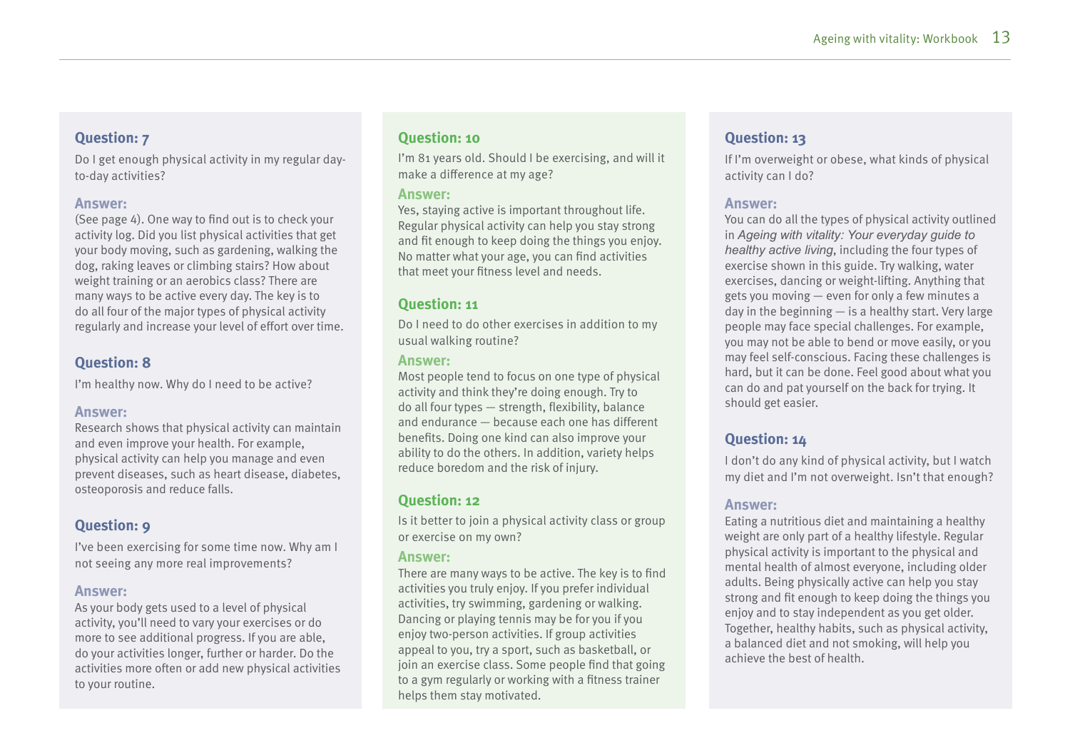### Question: 7

Do I get enough physical activity in my regular day-to-day activities?

**Answer:**

(See page 4). One way to find out is to check your activity log. Did you list physical activities that get your body moving, such as gardening, walking the dog, raking leaves or climbing stairs? How about weight training or an aerobics class? There are many ways to be active every day. The key is to do all four of the major types of physical activity regularly and increase your level of effort over time.

### Question: 8

I'm healthy now. Why do I need to be active?

**Answer:**

Research shows that physical activity can maintain and even improve your health. For example, physical activity can help you manage and even prevent diseases, such as heart disease, diabetes, osteoporosis and reduce falls.

### Question: 9

I've been exercising for some time now. Why am I not seeing any more real improvements?

**Answer:**

As your body gets used to a level of physical activity, you'll need to vary your exercises or do more to see additional progress. If you are able, do your activities longer, further or harder. Do the activities more often or add new physical activities to your routine.

### Question: 10

I'm 81 years old. Should I be exercising, and will it make a difference at my age?

**Answer:**

Yes, staying active is important throughout life. Regular physical activity can help you stay strong and fit enough to keep doing the things you enjoy. No matter what your age, you can find activities that meet your fitness level and needs.

### Question: 11

Do I need to do other exercises in addition to my usual walking routine?

**Answer:**

Most people tend to focus on one type of physical activity and think they're doing enough. Try to do all four types — strength, flexibility, balance and endurance — because each one has different benefits. Doing one kind can also improve your ability to do the others. In addition, variety helps reduce boredom and the risk of injury.

### Question: 12

Is it better to join a physical activity class or group or exercise on my own?

**Answer:**

There are many ways to be active. The key is to find activities you truly enjoy. If you prefer individual activities, try swimming, gardening or walking. Dancing or playing tennis may be for you if you enjoy two-person activities. If group activities appeal to you, try a sport, such as basketball, or join an exercise class. Some people find that going to a gym regularly or working with a fitness trainer helps them stay motivated.

### Question: 13

If I'm overweight or obese, what kinds of physical activity can I do?

**Answer:**

You can do all the types of physical activity outlined in *Ageing with vitality: Your everyday guide to healthy active living*, including the four types of exercise shown in this guide. Try walking, water exercises, dancing or weight-lifting. Anything that gets you moving — even for only a few minutes a day in the beginning — is a healthy start. Very large people may face special challenges. For example, you may not be able to bend or move easily, or you may feel self-conscious. Facing these challenges is hard, but it can be done. Feel good about what you can do and pat yourself on the back for trying. It should get easier.

### Question: 14

I don't do any kind of physical activity, but I watch my diet and I'm not overweight. Isn't that enough?

**Answer:**

Eating a nutritious diet and maintaining a healthy weight are only part of a healthy lifestyle. Regular physical activity is important to the physical and mental health of almost everyone, including older adults. Being physically active can help you stay strong and fit enough to keep doing the things you enjoy and to stay independent as you get older. Together, healthy habits, such as physical activity, a balanced diet and not smoking, will help you achieve the best of health.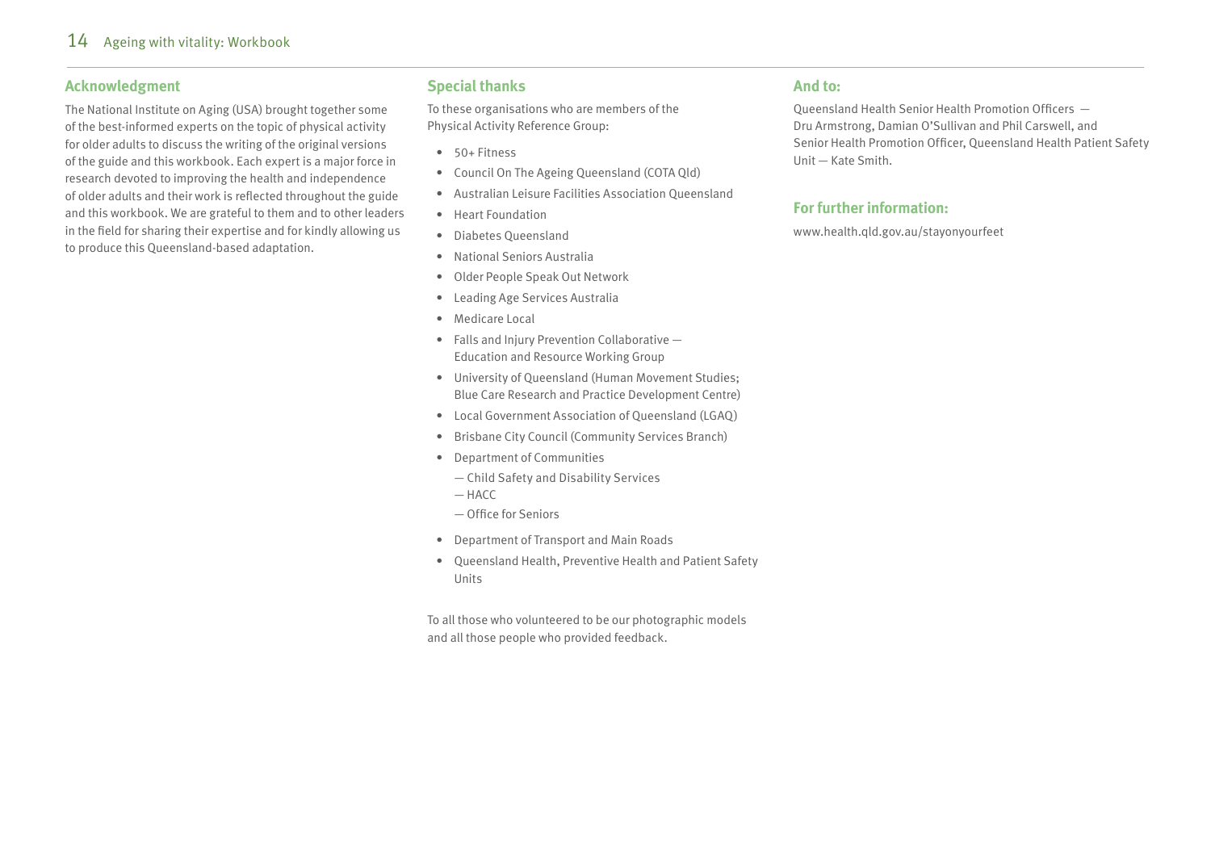## Acknowledgment

The National Institute on Aging (USA) brought together some of the best-informed experts on the topic of physical activity for older adults to discuss the writing of the original versions of the guide and this workbook. Each expert is a major force in research devoted to improving the health and independence of older adults and their work is reflected throughout the guide and this workbook. We are grateful to them and to other leaders in the field for sharing their expertise and for kindly allowing us to produce this Queensland-based adaptation.

## Special thanks

To these organisations who are members of the Physical Activity Reference Group:

- 50+ Fitness
- Council On The Ageing Queensland (COTA Qld)
- Australian Leisure Facilities Association Queensland
- Heart Foundation
- Diabetes Queensland
- National Seniors Australia
- Older People Speak Out Network
- Leading Age Services Australia
- Medicare Local
- Falls and Injury Prevention Collaborative — Education and Resource Working Group
- University of Queensland (Human Movement Studies; Blue Care Research and Practice Development Centre)
- Local Government Association of Queensland (LGAQ)
- Brisbane City Council (Community Services Branch)
- Department of Communities
  - — Child Safety and Disability Services
  - — HACC
  - — Office for Seniors
- Department of Transport and Main Roads
- Queensland Health, Preventive Health and Patient Safety Units

To all those who volunteered to be our photographic models and all those people who provided feedback.

## And to:

Queensland Health Senior Health Promotion Officers — Dru Armstrong, Damian O'Sullivan and Phil Carswell, and Senior Health Promotion Officer, Queensland Health Patient Safety Unit — Kate Smith.

## For further information:

www.health.qld.gov.au/stayonyourfeet